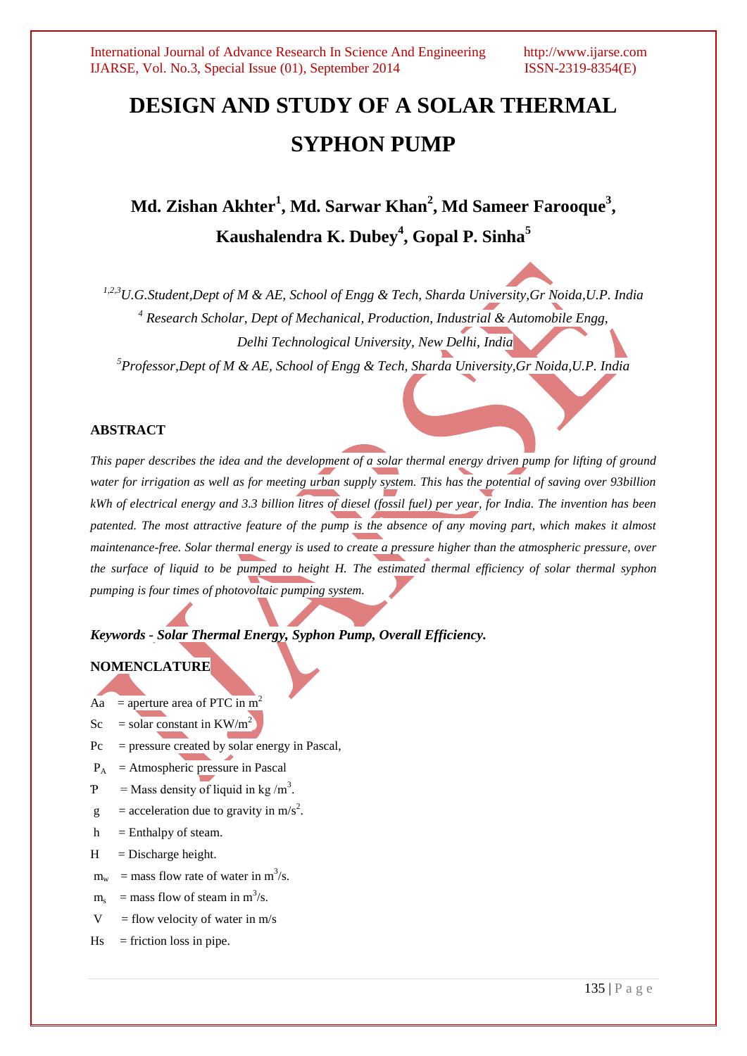# DESIGN AND STUDY OF A SOLAR THERMAL SYPHON PUMP

## Md. Zishan Akhter[1], Md. Sarwar Khan[2], Md Sameer Farooque[3], Kaushalendra K. Dubey[4], Gopal P. Sinha[5]

*[1,2,3]U.G.Student,Dept of M & AE, School of Engg & Tech, Sharda University,Gr Noida,U.P. India*

*[4] Research Scholar, Dept of Mechanical, Production, Industrial & Automobile Engg, Delhi Technological University, New Delhi, India*

*[5]Professor,Dept of M & AE, School of Engg & Tech, Sharda University,Gr Noida,U.P. India*

### ABSTRACT

*This paper describes the idea and the development of a solar thermal energy driven pump for lifting of ground water for irrigation as well as for meeting urban supply system. This has the potential of saving over 93billion kWh of electrical energy and 3.3 billion litres of diesel (fossil fuel) per year, for India. The invention has been patented. The most attractive feature of the pump is the absence of any moving part, which makes it almost maintenance-free. Solar thermal energy is used to create a pressure higher than the atmospheric pressure, over the surface of liquid to be pumped to height H. The estimated thermal efficiency of solar thermal syphon pumping is four times of photovoltaic pumping system.*

***Keywords - Solar Thermal Energy, Syphon Pump, Overall Efficiency.***

### NOMENCLATURE

$A_a$ = aperture area of PTC in $m^2$

$S_c$ = solar constant in $KW/m^2$

$P_c$ = pressure created by solar energy in Pascal,

$P_A$ = Atmospheric pressure in Pascal

$\rho$ = Mass density of liquid in kg /$m^3$.

g = acceleration due to gravity in $m/s^2$.

h = Enthalpy of steam.

H = Discharge height.

$m_w$ = mass flow rate of water in $m^3/s$.

$m_s$ = mass flow of steam in $m^3/s$.

V = flow velocity of water in m/s

Hs = friction loss in pipe.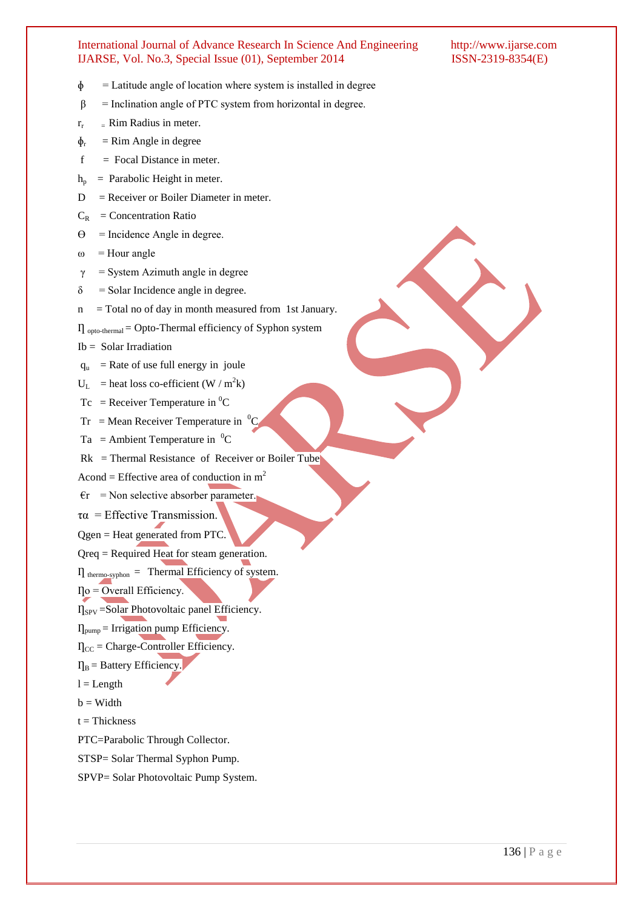$\phi$ = Latitude angle of location where system is installed in degree

$\beta$ = Inclination angle of PTC system from horizontal in degree.

$r_r$ = Rim Radius in meter.

$\phi_r$ = Rim Angle in degree

f = Focal Distance in meter.

$h_p$ = Parabolic Height in meter.

D = Receiver or Boiler Diameter in meter.

$C_R$ = Concentration Ratio

$\Theta$ = Incidence Angle in degree.

$\omega$ = Hour angle

$\gamma$ = System Azimuth angle in degree

$\delta$ = Solar Incidence angle in degree.

n = Total no of day in month measured from 1st January.

$\eta_{opto\text{-}thermal}$ = Opto-Thermal efficiency of Syphon system

Ib = Solar Irradiation

$q_u$ = Rate of use full energy in joule

$U_L$ = heat loss co-efficient (W / $m^2$k)

Tc = Receiver Temperature in $^0$C

Tr = Mean Receiver Temperature in $^0$C

Ta = Ambient Temperature in $^0$C

Rk = Thermal Resistance of Receiver or Boiler Tube

Acond = Effective area of conduction in $m^2$

$\epsilon$r = Non selective absorber parameter.

$\tau\alpha$ = Effective Transmission.

Qgen = Heat generated from PTC.

Qreq = Required Heat for steam generation.

$\eta_{thermo\text{-}syphon}$ = Thermal Efficiency of system.

$\eta$o = Overall Efficiency.

$\eta_{SPV}$ =Solar Photovoltaic panel Efficiency.

$\eta_{pump}$ = Irrigation pump Efficiency.

$\eta_{CC}$ = Charge-Controller Efficiency.

$\eta_B$ = Battery Efficiency.

l = Length

b = Width

t = Thickness

PTC=Parabolic Through Collector.

STSP= Solar Thermal Syphon Pump.

SPVP= Solar Photovoltaic Pump System.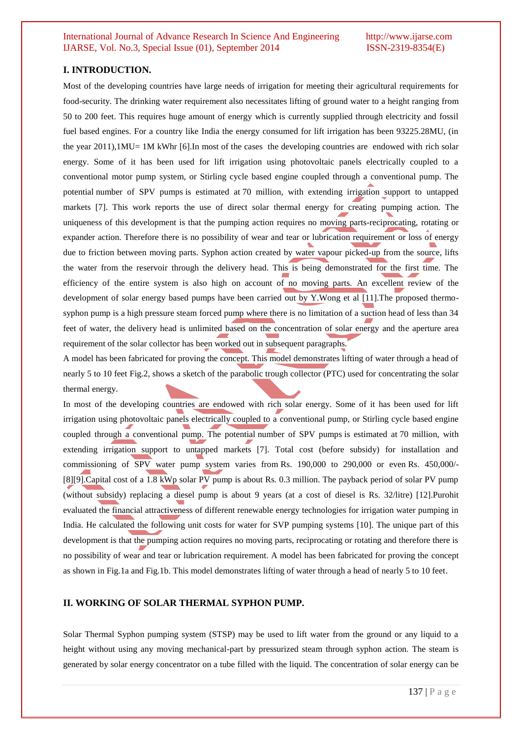## I. INTRODUCTION.

Most of the developing countries have large needs of irrigation for meeting their agricultural requirements for food-security. The drinking water requirement also necessitates lifting of ground water to a height ranging from 50 to 200 feet. This requires huge amount of energy which is currently supplied through electricity and fossil fuel based engines. For a country like India the energy consumed for lift irrigation has been 93225.28MU, (in the year 2011),1MU= 1M kWhr [6].In most of the cases the developing countries are endowed with rich solar energy. Some of it has been used for lift irrigation using photovoltaic panels electrically coupled to a conventional motor pump system, or Stirling cycle based engine coupled through a conventional pump. The potential number of SPV pumps is estimated at 70 million, with extending irrigation support to untapped markets [7]. This work reports the use of direct solar thermal energy for creating pumping action. The uniqueness of this development is that the pumping action requires no moving parts-reciprocating, rotating or expander action. Therefore there is no possibility of wear and tear or lubrication requirement or loss of energy due to friction between moving parts. Syphon action created by water vapour picked-up from the source, lifts the water from the reservoir through the delivery head. This is being demonstrated for the first time. The efficiency of the entire system is also high on account of no moving parts. An excellent review of the development of solar energy based pumps have been carried out by Y.Wong et al [11].The proposed thermo-syphon pump is a high pressure steam forced pump where there is no limitation of a suction head of less than 34 feet of water, the delivery head is unlimited based on the concentration of solar energy and the aperture area requirement of the solar collector has been worked out in subsequent paragraphs.

A model has been fabricated for proving the concept. This model demonstrates lifting of water through a head of nearly 5 to 10 feet Fig.2, shows a sketch of the parabolic trough collector (PTC) used for concentrating the solar thermal energy.

In most of the developing countries are endowed with rich solar energy. Some of it has been used for lift irrigation using photovoltaic panels electrically coupled to a conventional pump, or Stirling cycle based engine coupled through a conventional pump. The potential number of SPV pumps is estimated at 70 million, with extending irrigation support to untapped markets [7]. Total cost (before subsidy) for installation and commissioning of SPV water pump system varies from Rs. 190,000 to 290,000 or even Rs. 450,000/- [8][9].Capital cost of a 1.8 kWp solar PV pump is about Rs. 0.3 million. The payback period of solar PV pump (without subsidy) replacing a diesel pump is about 9 years (at a cost of diesel is Rs. 32/litre) [12].Purohit evaluated the financial attractiveness of different renewable energy technologies for irrigation water pumping in India. He calculated the following unit costs for water for SVP pumping systems [10]. The unique part of this development is that the pumping action requires no moving parts, reciprocating or rotating and therefore there is no possibility of wear and tear or lubrication requirement. A model has been fabricated for proving the concept as shown in Fig.1a and Fig.1b. This model demonstrates lifting of water through a head of nearly 5 to 10 feet.

## II. WORKING OF SOLAR THERMAL SYPHON PUMP.

Solar Thermal Syphon pumping system (STSP) may be used to lift water from the ground or any liquid to a height without using any moving mechanical-part by pressurized steam through syphon action. The steam is generated by solar energy concentrator on a tube filled with the liquid. The concentration of solar energy can be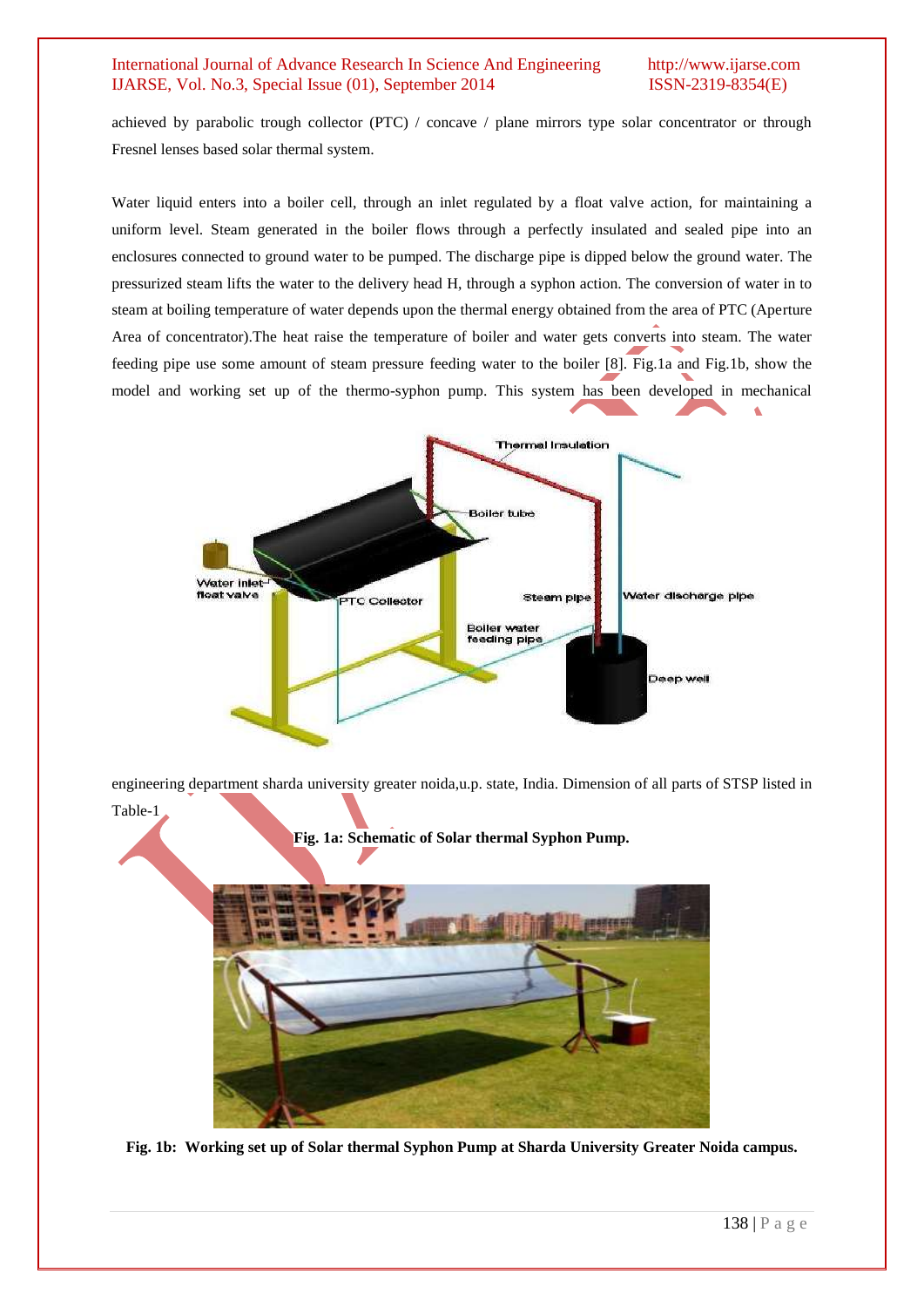achieved by parabolic trough collector (PTC) / concave / plane mirrors type solar concentrator or through Fresnel lenses based solar thermal system.

Water liquid enters into a boiler cell, through an inlet regulated by a float valve action, for maintaining a uniform level. Steam generated in the boiler flows through a perfectly insulated and sealed pipe into an enclosures connected to ground water to be pumped. The discharge pipe is dipped below the ground water. The pressurized steam lifts the water to the delivery head H, through a syphon action. The conversion of water in to steam at boiling temperature of water depends upon the thermal energy obtained from the area of PTC (Aperture Area of concentrator).The heat raise the temperature of boiler and water gets converts into steam. The water feeding pipe use some amount of steam pressure feeding water to the boiler [8]. Fig.1a and Fig.1b, show the model and working set up of the thermo-syphon pump. This system has been developed in mechanical engineering department sharda university greater noida,u.p. state, India. Dimension of all parts of STSP listed in Table-1

**Fig. 1a: Schematic of Solar thermal Syphon Pump.**

**Fig. 1b: Working set up of Solar thermal Syphon Pump at Sharda University Greater Noida campus.**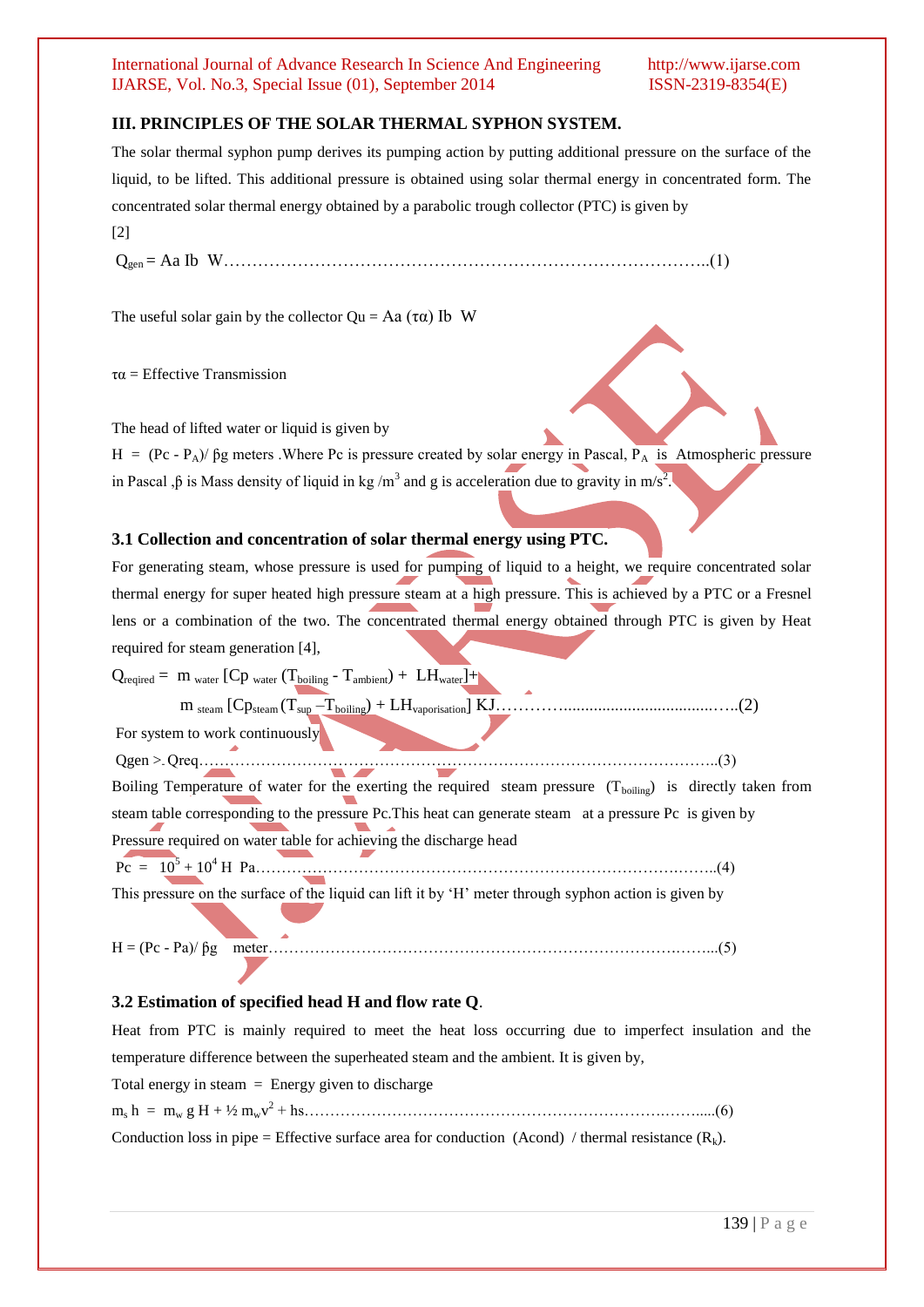## III. PRINCIPLES OF THE SOLAR THERMAL SYPHON SYSTEM.

The solar thermal syphon pump derives its pumping action by putting additional pressure on the surface of the liquid, to be lifted. This additional pressure is obtained using solar thermal energy in concentrated form. The concentrated solar thermal energy obtained by a parabolic trough collector (PTC) is given by [2]

$Q_{gen} = Aa\ Ib$ W……………………………………………………………………………..(1)

The useful solar gain by the collector $Qu = Aa\ (\tau\alpha)\ Ib$ W

$\tau\alpha$ = Effective Transmission

The head of lifted water or liquid is given by

$H = (Pc - P_A)/\ \beta g$ meters .Where Pc is pressure created by solar energy in Pascal, $P_A$ is Atmospheric pressure in Pascal ,$\beta$ is Mass density of liquid in kg /$m^3$ and g is acceleration due to gravity in m/$s^2$.

### 3.1 Collection and concentration of solar thermal energy using PTC.

For generating steam, whose pressure is used for pumping of liquid to a height, we require concentrated solar thermal energy for super heated high pressure steam at a high pressure. This is achieved by a PTC or a Fresnel lens or a combination of the two. The concentrated thermal energy obtained through PTC is given by Heat required for steam generation [4],

$Q_{reqired} = m_{water} [Cp_{water} (T_{boiling} - T_{ambient}) + LH_{water}]+$

$m_{steam} [Cp_{steam} (T_{sup} - T_{boiling}) + LH_{vaporisation}]$ KJ…………........................................…..(2)

For system to work continuously

Qgen >. Qreq…………………………………………………………………………………………..(3)

Boiling Temperature of water for the exerting the required steam pressure ($T_{boiling}$) is directly taken from steam table corresponding to the pressure Pc.This heat can generate steam at a pressure Pc is given by Pressure required on water table for achieving the discharge head

$Pc = 10^5 + 10^4 H$ Pa……………………………………………………………………………..(4)

This pressure on the surface of the liquid can lift it by 'H' meter through syphon action is given by

$H = (Pc - Pa)/\ \beta g$ meter……………………………………………………………………………...(5)

### 3.2 Estimation of specified head H and flow rate Q.

Heat from PTC is mainly required to meet the heat loss occurring due to imperfect insulation and the temperature difference between the superheated steam and the ambient. It is given by,

Total energy in steam = Energy given to discharge

$m_s h = m_w g H + ½ m_w v^2 + hs$…………………………………………………………………......(6)

Conduction loss in pipe = Effective surface area for conduction (Acond) / thermal resistance ($R_k$).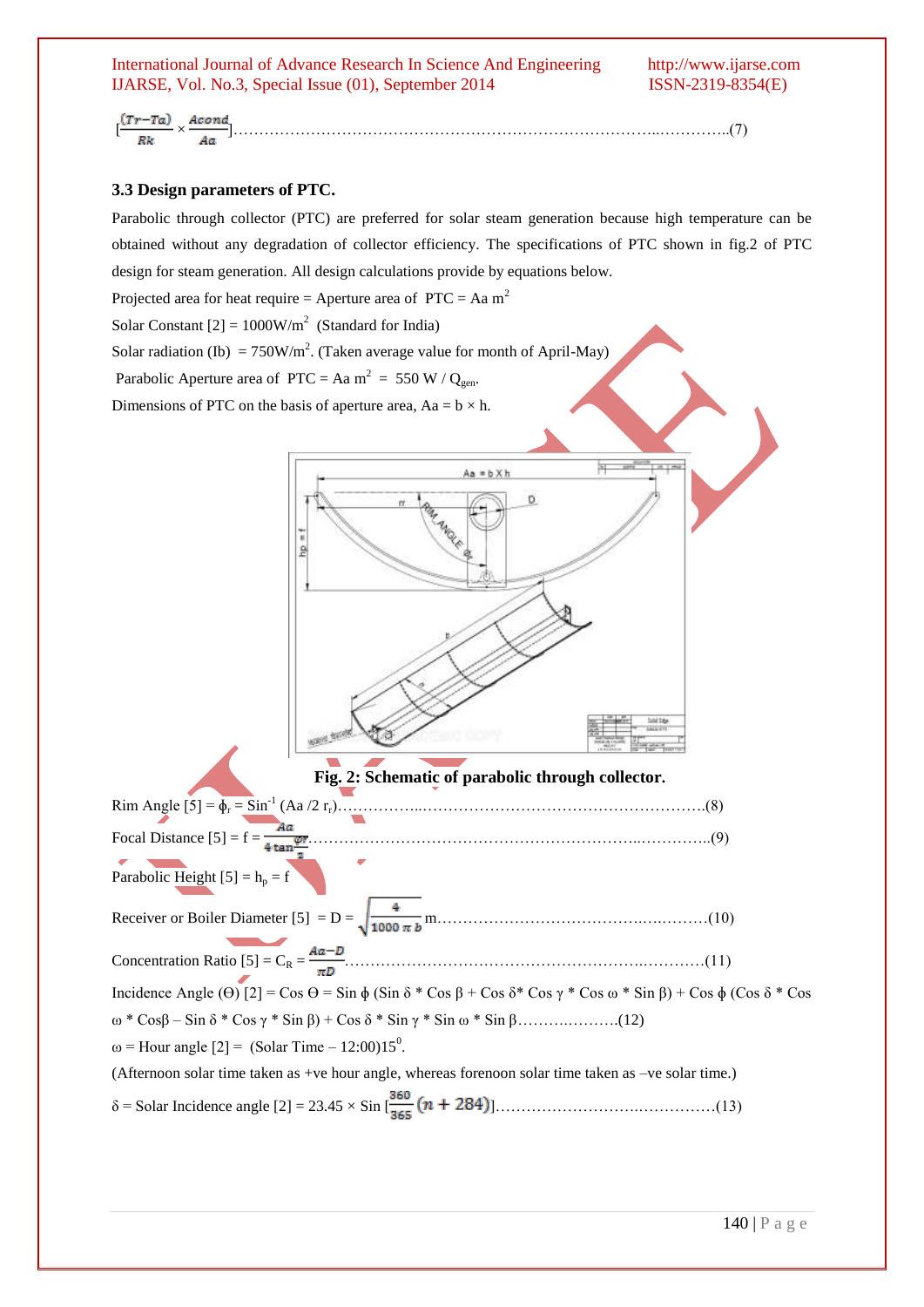$$\left[\frac{(Tr-Ta)}{Rk} \times \frac{Acond}{Aa}\right] \quad \text{.......(7)}$$

### 3.3 Design parameters of PTC.

Parabolic through collector (PTC) are preferred for solar steam generation because high temperature can be obtained without any degradation of collector efficiency. The specifications of PTC shown in fig.2 of PTC design for steam generation. All design calculations provide by equations below.

Projected area for heat require = Aperture area of PTC = Aa $m^2$

Solar Constant [2] = 1000W/$m^2$ (Standard for India)

Solar radiation (Ib) = 750W/$m^2$. (Taken average value for month of April-May)

Parabolic Aperture area of PTC = Aa $m^2$ = 550 W / $Q_{gen}$.

Dimensions of PTC on the basis of aperture area, Aa = b × h.

**Fig. 2: Schematic of parabolic through collector.**

Rim Angle [5] = $\phi_r = \text{Sin}^{-1}$ (Aa /2 $r_r$)........(8)

Focal Distance [5] = $f = \dfrac{Aa}{4\tan\frac{\varphi r}{2}}$........(9)

Parabolic Height [5] = $h_p = f$

Receiver or Boiler Diameter [5] = $D = \sqrt{\dfrac{4}{1000\,\pi\, b}}$ m........(10)

Concentration Ratio [5] = $C_R = \dfrac{Aa-D}{\pi D}$........(11)

Incidence Angle (Θ) [2] = Cos Θ = Sin ϕ (Sin δ * Cos β + Cos δ* Cos γ * Cos ω * Sin β) + Cos ϕ (Cos δ * Cos ω * Cosβ – Sin δ * Cos γ * Sin β) + Cos δ * Sin γ * Sin ω * Sin β........(12)

ω = Hour angle [2] = (Solar Time – 12:00)$15^0$.

(Afternoon solar time taken as +ve hour angle, whereas forenoon solar time taken as –ve solar time.)

δ = Solar Incidence angle [2] = $23.45 \times \text{Sin}\left[\frac{360}{365}(n + 284)\right]$........(13)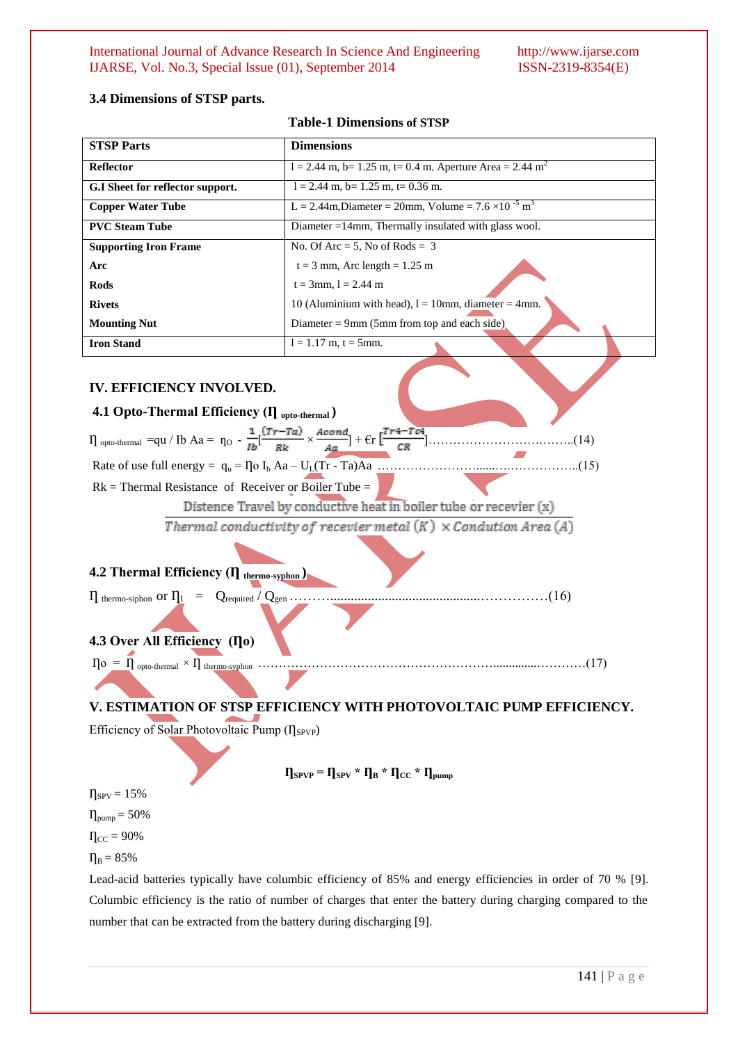### 3.4 Dimensions of STSP parts.

**Table-1 Dimensions of STSP**

| STSP Parts | Dimensions |
|---|---|
| **Reflector** | l = 2.44 m, b= 1.25 m, t= 0.4 m. Aperture Area = 2.44 $m^2$ |
| **G.I Sheet for reflector support.** | l = 2.44 m, b= 1.25 m, t= 0.36 m. |
| **Copper Water Tube** | L = 2.44m,Diameter = 20mm, Volume = 7.6 $\times 10^{-5}$ $m^3$ |
| **PVC Steam Tube** | Diameter =14mm, Thermally insulated with glass wool. |
| **Supporting Iron Frame** | No. Of Arc = 5, No of Rods = 3 |
| **Arc** | t = 3 mm, Arc length = 1.25 m |
| **Rods** | t = 3mm, l = 2.44 m |
| **Rivets** | 10 (Aluminium with head), l = 10mm, diameter = 4mm. |
| **Mounting Nut** | Diameter = 9mm (5mm from top and each side) |
| **Iron Stand** | l = 1.17 m, t = 5mm. |

## IV. EFFICIENCY INVOLVED.

### 4.1 Opto-Thermal Efficiency ($\eta_{\text{opto-thermal}}$)

$$\eta_{\text{opto-thermal}} = q_u / I_b A_a = \eta_O - \frac{1}{I_b}\left[\frac{(Tr-Ta)}{Rk} \times \frac{Acond}{Aa}\right] + \epsilon r\left[\frac{Tr4-Tc4}{CR}\right] \qquad (14)$$

$$\text{Rate of use full energy} = q_u = \eta_o\, I_b\, A_a - U_l(Tr - Ta)Aa \qquad (15)$$

Rk = Thermal Resistance of Receiver or Boiler Tube =

$$\frac{\text{Distence Travel by conductive heat in boiler tube or recevier } (x)}{\textit{Thermal conductivity of recevier metal } (K) \times \textit{Condution Area } (A)}$$

### 4.2 Thermal Efficiency ($\eta_{\text{thermo-syphon}}$)

$$\eta_{\text{thermo-siphon}} \text{ or } \eta_I = Q_{required} / Q_{gen} \qquad (16)$$

### 4.3 Over All Efficiency ($\eta o$)

$$\eta o = \eta_{\text{opto-thermal}} \times \eta_{\text{thermo-syphon}} \qquad (17)$$

## V. ESTIMATION OF STSP EFFICIENCY WITH PHOTOVOLTAIC PUMP EFFICIENCY.

Efficiency of Solar Photovoltaic Pump ($\eta_{SPVP}$)

$$\eta_{SPVP} = \eta_{SPV} * \eta_B * \eta_{CC} * \eta_{pump}$$

$\eta_{SPV} = 15\%$

$\eta_{pump} = 50\%$

$\eta_{CC} = 90\%$

$\eta_B = 85\%$

Lead-acid batteries typically have columbic efficiency of 85% and energy efficiencies in order of 70 % [9]. Columbic efficiency is the ratio of number of charges that enter the battery during charging compared to the number that can be extracted from the battery during discharging [9].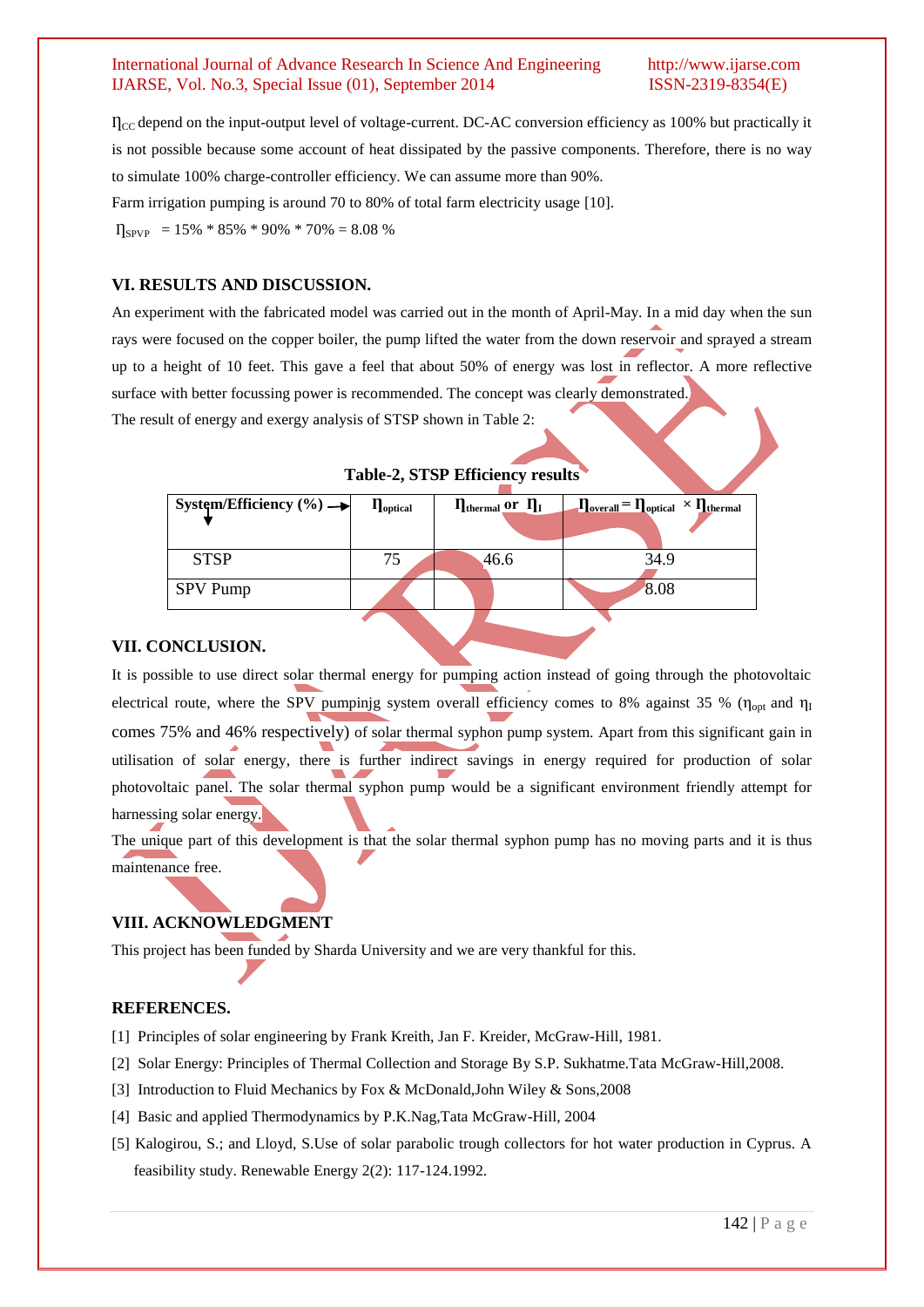$\eta_{CC}$ depend on the input-output level of voltage-current. DC-AC conversion efficiency as 100% but practically it is not possible because some account of heat dissipated by the passive components. Therefore, there is no way to simulate 100% charge-controller efficiency. We can assume more than 90%.

Farm irrigation pumping is around 70 to 80% of total farm electricity usage [10].

$\eta_{SPVP}$ = 15% * 85% * 90% * 70% = 8.08 %

## VI. RESULTS AND DISCUSSION.

An experiment with the fabricated model was carried out in the month of April-May. In a mid day when the sun rays were focused on the copper boiler, the pump lifted the water from the down reservoir and sprayed a stream up to a height of 10 feet. This gave a feel that about 50% of energy was lost in reflector. A more reflective surface with better focussing power is recommended. The concept was clearly demonstrated.

The result of energy and exergy analysis of STSP shown in Table 2:

**Table-2, STSP Efficiency results**

| System/Efficiency (%) | $\eta_{optical}$ | $\eta_{thermal}$ or $\eta_I$ | $\eta_{overall} = \eta_{optical} \times \eta_{thermal}$ |
|---|---|---|---|
| STSP | 75 | 46.6 | 34.9 |
| SPV Pump | | | 8.08 |

## VII. CONCLUSION.

It is possible to use direct solar thermal energy for pumping action instead of going through the photovoltaic electrical route, where the SPV pumpinjg system overall efficiency comes to 8% against 35 % ($\eta_{opt}$ and $\eta_I$ comes 75% and 46% respectively) of solar thermal syphon pump system. Apart from this significant gain in utilisation of solar energy, there is further indirect savings in energy required for production of solar photovoltaic panel. The solar thermal syphon pump would be a significant environment friendly attempt for harnessing solar energy.

The unique part of this development is that the solar thermal syphon pump has no moving parts and it is thus maintenance free.

## VIII. ACKNOWLEDGMENT

This project has been funded by Sharda University and we are very thankful for this.

## REFERENCES.

[1] Principles of solar engineering by Frank Kreith, Jan F. Kreider, McGraw-Hill, 1981.

[2] Solar Energy: Principles of Thermal Collection and Storage By S.P. Sukhatme.Tata McGraw-Hill,2008.

[3] Introduction to Fluid Mechanics by Fox & McDonald,John Wiley & Sons,2008

[4] Basic and applied Thermodynamics by P.K.Nag,Tata McGraw-Hill, 2004

[5] Kalogirou, S.; and Lloyd, S.Use of solar parabolic trough collectors for hot water production in Cyprus. A feasibility study. Renewable Energy 2(2): 117-124.1992.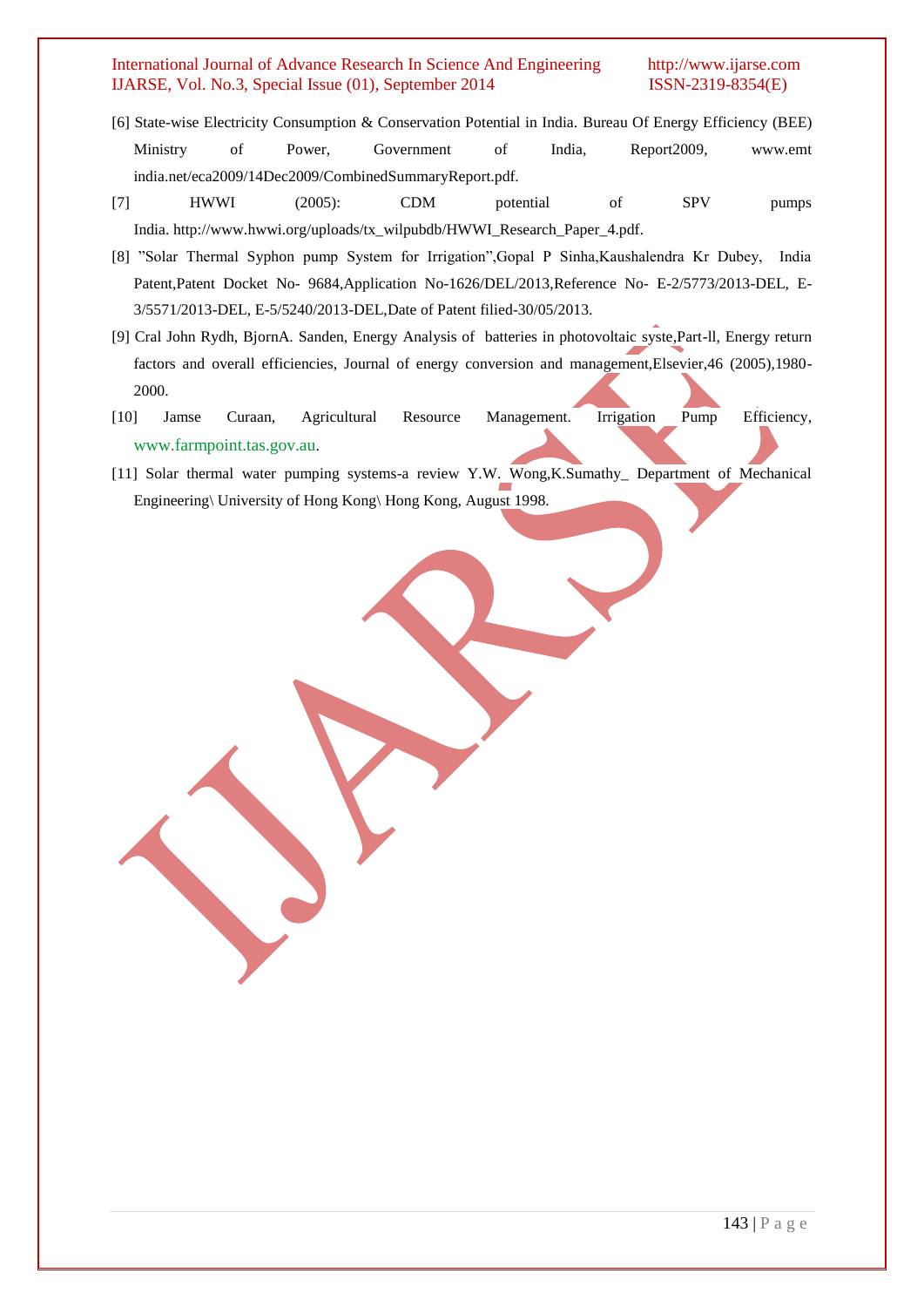[6] State-wise Electricity Consumption & Conservation Potential in India. Bureau Of Energy Efficiency (BEE) Ministry of Power, Government of India, Report2009, www.emt india.net/eca2009/14Dec2009/CombinedSummaryReport.pdf.

[7] HWWI (2005): CDM potential of SPV pumps India. http://www.hwwi.org/uploads/tx_wilpubdb/HWWI_Research_Paper_4.pdf.

[8] "Solar Thermal Syphon pump System for Irrigation",Gopal P Sinha,Kaushalendra Kr Dubey, India Patent,Patent Docket No- 9684,Application No-1626/DEL/2013,Reference No- E-2/5773/2013-DEL, E-3/5571/2013-DEL, E-5/5240/2013-DEL,Date of Patent filied-30/05/2013.

[9] Cral John Rydh, BjornA. Sanden, Energy Analysis of batteries in photovoltaic syste,Part-ll, Energy return factors and overall efficiencies, Journal of energy conversion and management,Elsevier,46 (2005),1980-2000.

[10] Jamse Curaan, Agricultural Resource Management. Irrigation Pump Efficiency, www.farmpoint.tas.gov.au.

[11] Solar thermal water pumping systems-a review Y.W. Wong,K.Sumathy_ Department of Mechanical Engineering\ University of Hong Kong\ Hong Kong, August 1998.